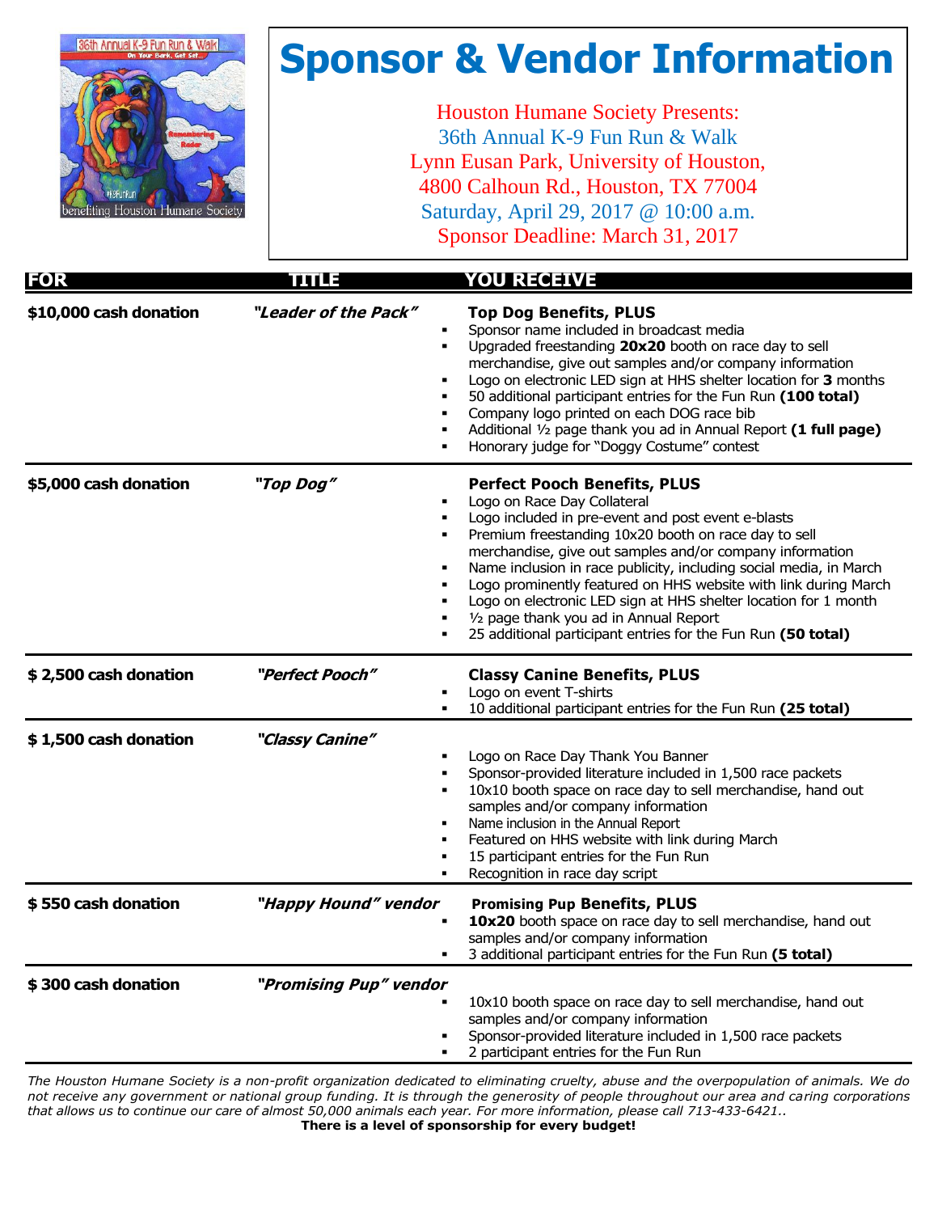# Sponsor & Vendor Information

Houston Humane Society Presents:
36th Annual K-9 Fun Run & Walk
Lynn Eusan Park, University of Houston,
4800 Calhoun Rd., Houston, TX 77004
Saturday, April 29, 2017 @ 10:00 a.m.
Sponsor Deadline: March 31, 2017

| FOR | TITLE | YOU RECEIVE |
|---|---|---|
| **$10,000 cash donation** | ***"Leader of the Pack"*** | **Top Dog Benefits, PLUS**<br>▪ Sponsor name included in broadcast media<br>▪ Upgraded freestanding **20x20** booth on race day to sell merchandise, give out samples and/or company information<br>▪ Logo on electronic LED sign at HHS shelter location for **3** months<br>▪ 50 additional participant entries for the Fun Run **(100 total)**<br>▪ Company logo printed on each DOG race bib<br>▪ Additional ½ page thank you ad in Annual Report **(1 full page)**<br>▪ Honorary judge for "Doggy Costume" contest |
| **$5,000 cash donation** | ***"Top Dog"*** | **Perfect Pooch Benefits, PLUS**<br>▪ Logo on Race Day Collateral<br>▪ Logo included in pre-event and post event e-blasts<br>▪ Premium freestanding 10x20 booth on race day to sell merchandise, give out samples and/or company information<br>▪ Name inclusion in race publicity, including social media, in March<br>▪ Logo prominently featured on HHS website with link during March<br>▪ Logo on electronic LED sign at HHS shelter location for 1 month<br>▪ ½ page thank you ad in Annual Report<br>▪ 25 additional participant entries for the Fun Run **(50 total)** |
| **$ 2,500 cash donation** | ***"Perfect Pooch"*** | **Classy Canine Benefits, PLUS**<br>▪ Logo on event T-shirts<br>▪ 10 additional participant entries for the Fun Run **(25 total)** |
| **$ 1,500 cash donation** | ***"Classy Canine"*** | ▪ Logo on Race Day Thank You Banner<br>▪ Sponsor-provided literature included in 1,500 race packets<br>▪ 10x10 booth space on race day to sell merchandise, hand out samples and/or company information<br>▪ Name inclusion in the Annual Report<br>▪ Featured on HHS website with link during March<br>▪ 15 participant entries for the Fun Run<br>▪ Recognition in race day script |
| **$ 550 cash donation** | ***"Happy Hound" vendor*** | **Promising Pup Benefits, PLUS**<br>▪ **10x20** booth space on race day to sell merchandise, hand out samples and/or company information<br>▪ 3 additional participant entries for the Fun Run **(5 total)** |
| **$ 300 cash donation** | ***"Promising Pup" vendor*** | ▪ 10x10 booth space on race day to sell merchandise, hand out samples and/or company information<br>▪ Sponsor-provided literature included in 1,500 race packets<br>▪ 2 participant entries for the Fun Run |

*The Houston Humane Society is a non-profit organization dedicated to eliminating cruelty, abuse and the overpopulation of animals. We do not receive any government or national group funding. It is through the generosity of people throughout our area and caring corporations that allows us to continue our care of almost 50,000 animals each year. For more information, please call 713-433-6421..*

**There is a level of sponsorship for every budget!**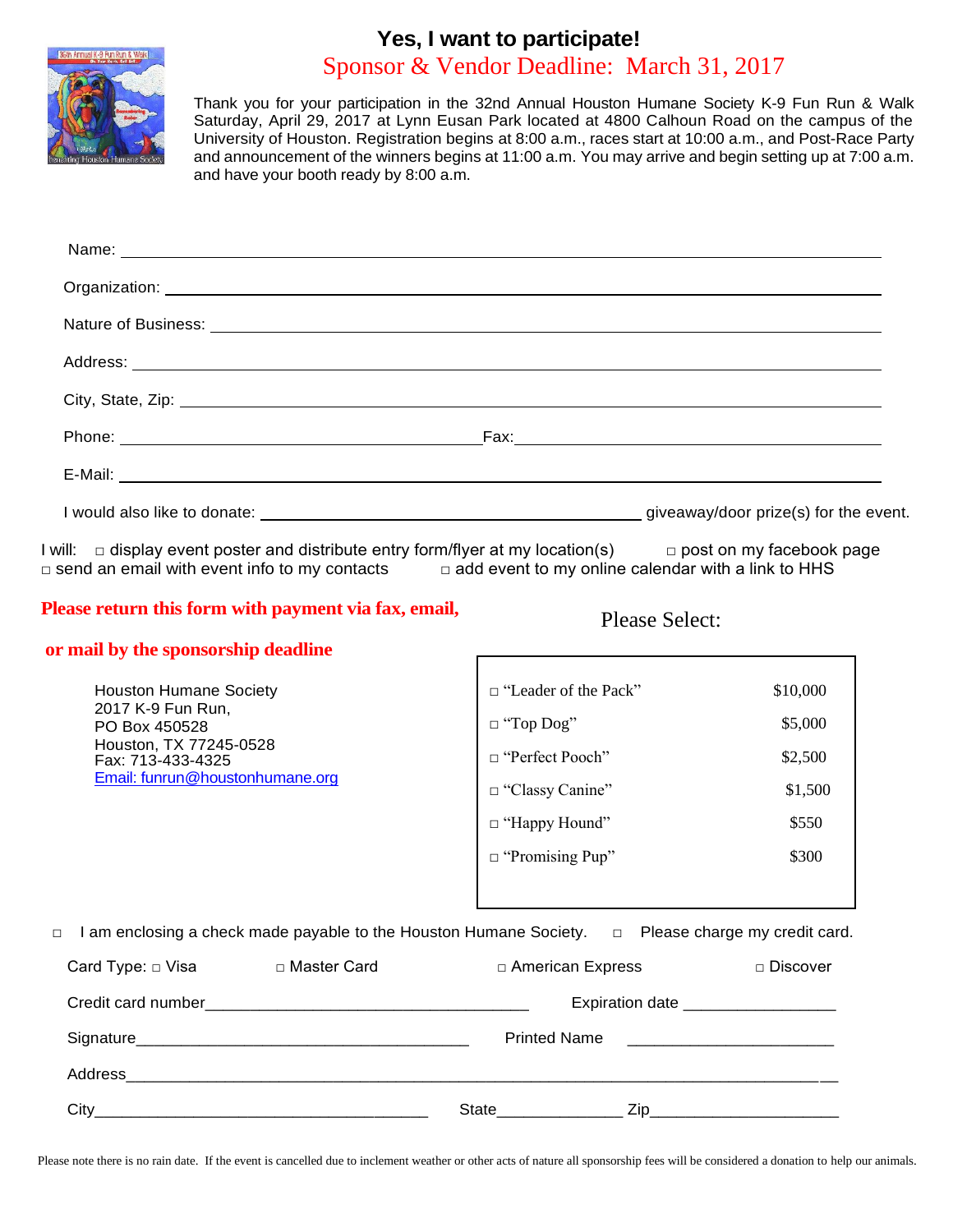# Yes, I want to participate!

## Sponsor & Vendor Deadline: March 31, 2017

Thank you for your participation in the 32nd Annual Houston Humane Society K-9 Fun Run & Walk Saturday, April 29, 2017 at Lynn Eusan Park located at 4800 Calhoun Road on the campus of the University of Houston. Registration begins at 8:00 a.m., races start at 10:00 a.m., and Post-Race Party and announcement of the winners begins at 11:00 a.m. You may arrive and begin setting up at 7:00 a.m. and have your booth ready by 8:00 a.m.

Name: ______________________________________________

Organization: ______________________________________________

Nature of Business: ______________________________________________

Address: ______________________________________________

City, State, Zip: ______________________________________________

Phone: ______________________ Fax: ______________________

E-Mail: ______________________________________________

I would also like to donate: ______________________ giveaway/door prize(s) for the event.

I will: □ display event poster and distribute entry form/flyer at my location(s) □ post on my facebook page □ send an email with event info to my contacts □ add event to my online calendar with a link to HHS

**Please return this form with payment via fax, email, or mail by the sponsorship deadline**

Houston Humane Society
2017 K-9 Fun Run,
PO Box 450528
Houston, TX 77245-0528
Fax: 713-433-4325
Email: funrun@houstonhumane.org

Please Select:

| | |
|---|---|
| □ "Leader of the Pack" | $10,000 |
| □ "Top Dog" | $5,000 |
| □ "Perfect Pooch" | $2,500 |
| □ "Classy Canine" | $1,500 |
| □ "Happy Hound" | $550 |
| □ "Promising Pup" | $300 |

□ I am enclosing a check made payable to the Houston Humane Society. □ Please charge my credit card.

Card Type: □ Visa □ Master Card □ American Express □ Discover

Credit card number______________________ Expiration date ______________

Signature______________________ Printed Name ______________________

Address______________________________________________

City______________________ State____________ Zip______________

Please note there is no rain date. If the event is cancelled due to inclement weather or other acts of nature all sponsorship fees will be considered a donation to help our animals.